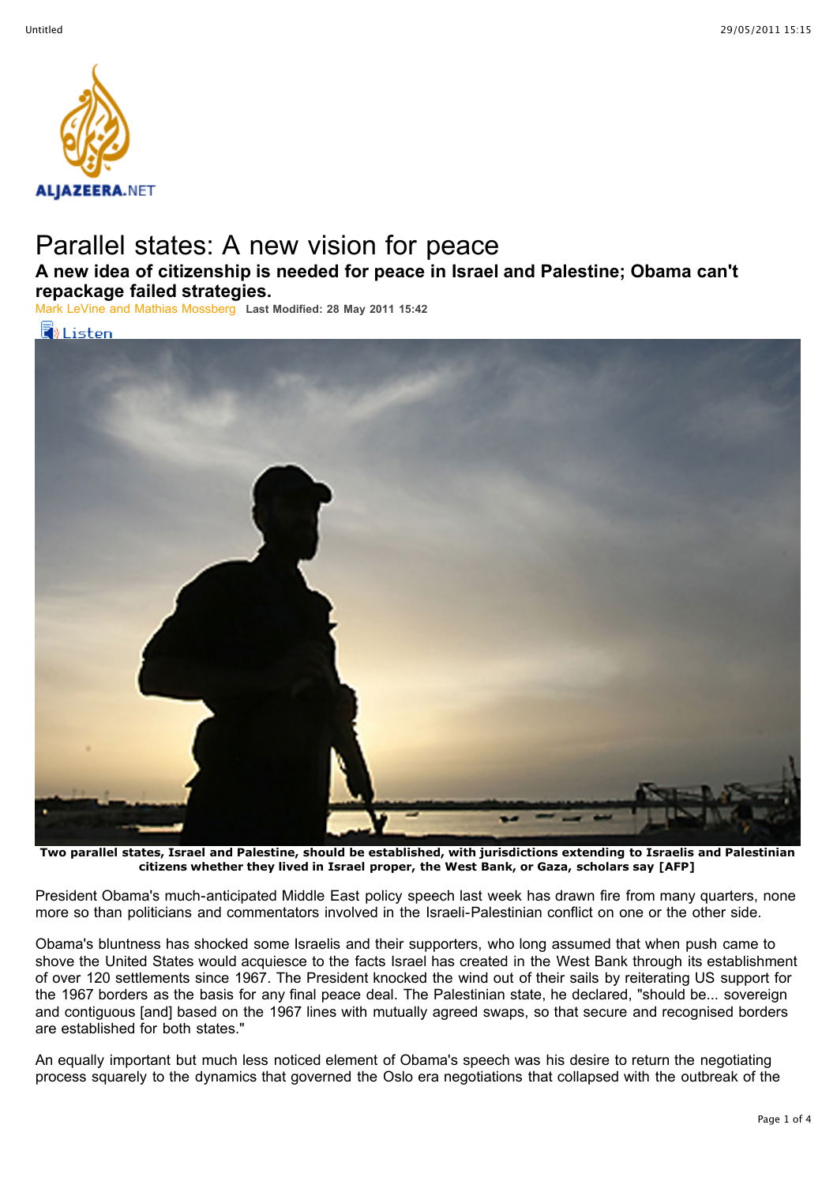# Parallel states: A new vision for peace

**A new idea of citizenship is needed for peace in Israel and Palestine; Obama can't repackage failed strategies.**

Mark LeVine and Mathias Mossberg **Last Modified: 28 May 2011 15:42**

**Two parallel states, Israel and Palestine, should be established, with jurisdictions extending to Israelis and Palestinian citizens whether they lived in Israel proper, the West Bank, or Gaza, scholars say [AFP]**

President Obama's much-anticipated Middle East policy speech last week has drawn fire from many quarters, none more so than politicians and commentators involved in the Israeli-Palestinian conflict on one or the other side.

Obama's bluntness has shocked some Israelis and their supporters, who long assumed that when push came to shove the United States would acquiesce to the facts Israel has created in the West Bank through its establishment of over 120 settlements since 1967. The President knocked the wind out of their sails by reiterating US support for the 1967 borders as the basis for any final peace deal. The Palestinian state, he declared, "should be... sovereign and contiguous [and] based on the 1967 lines with mutually agreed swaps, so that secure and recognised borders are established for both states."

An equally important but much less noticed element of Obama's speech was his desire to return the negotiating process squarely to the dynamics that governed the Oslo era negotiations that collapsed with the outbreak of the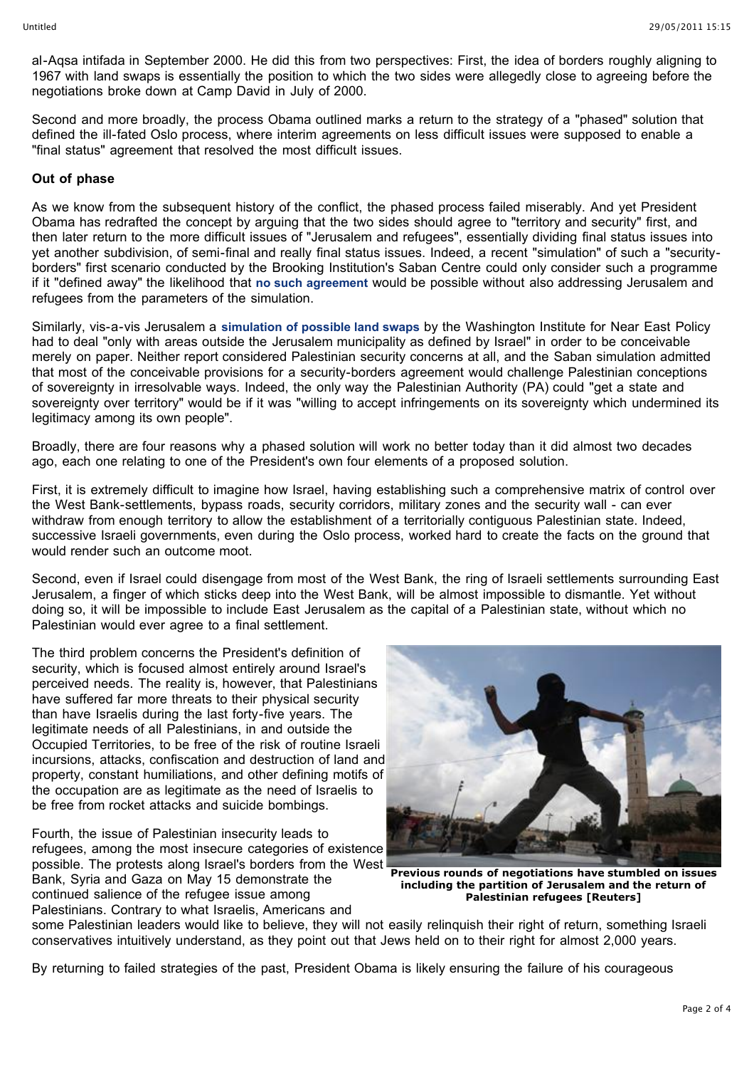al-Aqsa intifada in September 2000. He did this from two perspectives: First, the idea of borders roughly aligning to 1967 with land swaps is essentially the position to which the two sides were allegedly close to agreeing before the negotiations broke down at Camp David in July of 2000.

Second and more broadly, the process Obama outlined marks a return to the strategy of a "phased" solution that defined the ill-fated Oslo process, where interim agreements on less difficult issues were supposed to enable a "final status" agreement that resolved the most difficult issues.

**Out of phase**

As we know from the subsequent history of the conflict, the phased process failed miserably. And yet President Obama has redrafted the concept by arguing that the two sides should agree to "territory and security" first, and then later return to the more difficult issues of "Jerusalem and refugees", essentially dividing final status issues into yet another subdivision, of semi-final and really final status issues. Indeed, a recent "simulation" of such a "security-borders" first scenario conducted by the Brooking Institution's Saban Centre could only consider such a programme if it "defined away" the likelihood that **no such agreement** would be possible without also addressing Jerusalem and refugees from the parameters of the simulation.

Similarly, vis-a-vis Jerusalem a **simulation of possible land swaps** by the Washington Institute for Near East Policy had to deal "only with areas outside the Jerusalem municipality as defined by Israel" in order to be conceivable merely on paper. Neither report considered Palestinian security concerns at all, and the Saban simulation admitted that most of the conceivable provisions for a security-borders agreement would challenge Palestinian conceptions of sovereignty in irresolvable ways. Indeed, the only way the Palestinian Authority (PA) could "get a state and sovereignty over territory" would be if it was "willing to accept infringements on its sovereignty which undermined its legitimacy among its own people".

Broadly, there are four reasons why a phased solution will work no better today than it did almost two decades ago, each one relating to one of the President's own four elements of a proposed solution.

First, it is extremely difficult to imagine how Israel, having establishing such a comprehensive matrix of control over the West Bank-settlements, bypass roads, security corridors, military zones and the security wall - can ever withdraw from enough territory to allow the establishment of a territorially contiguous Palestinian state. Indeed, successive Israeli governments, even during the Oslo process, worked hard to create the facts on the ground that would render such an outcome moot.

Second, even if Israel could disengage from most of the West Bank, the ring of Israeli settlements surrounding East Jerusalem, a finger of which sticks deep into the West Bank, will be almost impossible to dismantle. Yet without doing so, it will be impossible to include East Jerusalem as the capital of a Palestinian state, without which no Palestinian would ever agree to a final settlement.

The third problem concerns the President's definition of security, which is focused almost entirely around Israel's perceived needs. The reality is, however, that Palestinians have suffered far more threats to their physical security than have Israelis during the last forty-five years. The legitimate needs of all Palestinians, in and outside the Occupied Territories, to be free of the risk of routine Israeli incursions, attacks, confiscation and destruction of land and property, constant humiliations, and other defining motifs of the occupation are as legitimate as the need of Israelis to be free from rocket attacks and suicide bombings.

**Previous rounds of negotiations have stumbled on issues including the partition of Jerusalem and the return of Palestinian refugees [Reuters]**

Fourth, the issue of Palestinian insecurity leads to refugees, among the most insecure categories of existence possible. The protests along Israel's borders from the West Bank, Syria and Gaza on May 15 demonstrate the continued salience of the refugee issue among Palestinians. Contrary to what Israelis, Americans and some Palestinian leaders would like to believe, they will not easily relinquish their right of return, something Israeli conservatives intuitively understand, as they point out that Jews held on to their right for almost 2,000 years.

By returning to failed strategies of the past, President Obama is likely ensuring the failure of his courageous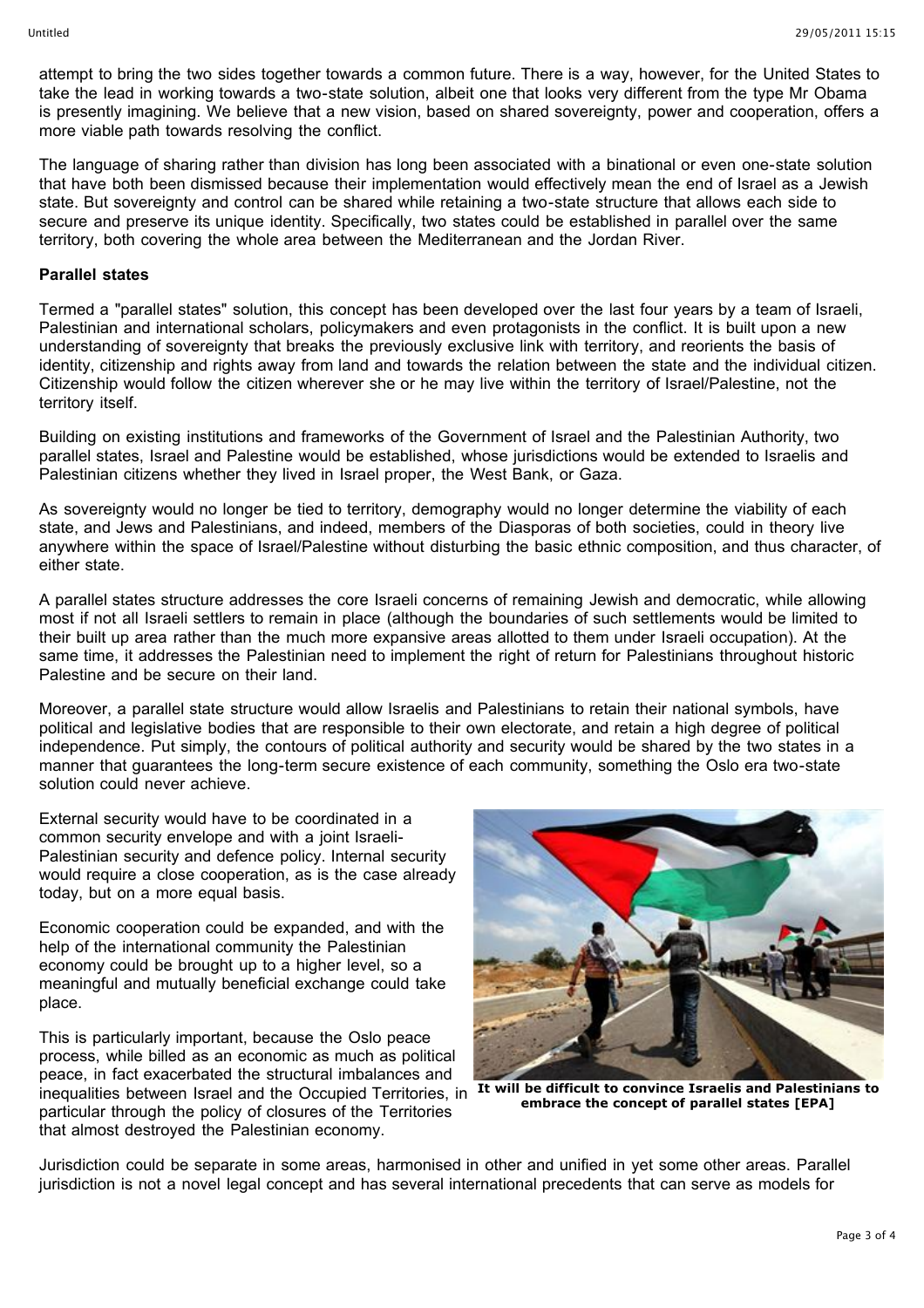attempt to bring the two sides together towards a common future. There is a way, however, for the United States to take the lead in working towards a two-state solution, albeit one that looks very different from the type Mr Obama is presently imagining. We believe that a new vision, based on shared sovereignty, power and cooperation, offers a more viable path towards resolving the conflict.

The language of sharing rather than division has long been associated with a binational or even one-state solution that have both been dismissed because their implementation would effectively mean the end of Israel as a Jewish state. But sovereignty and control can be shared while retaining a two-state structure that allows each side to secure and preserve its unique identity. Specifically, two states could be established in parallel over the same territory, both covering the whole area between the Mediterranean and the Jordan River.

**Parallel states**

Termed a "parallel states" solution, this concept has been developed over the last four years by a team of Israeli, Palestinian and international scholars, policymakers and even protagonists in the conflict. It is built upon a new understanding of sovereignty that breaks the previously exclusive link with territory, and reorients the basis of identity, citizenship and rights away from land and towards the relation between the state and the individual citizen. Citizenship would follow the citizen wherever she or he may live within the territory of Israel/Palestine, not the territory itself.

Building on existing institutions and frameworks of the Government of Israel and the Palestinian Authority, two parallel states, Israel and Palestine would be established, whose jurisdictions would be extended to Israelis and Palestinian citizens whether they lived in Israel proper, the West Bank, or Gaza.

As sovereignty would no longer be tied to territory, demography would no longer determine the viability of each state, and Jews and Palestinians, and indeed, members of the Diasporas of both societies, could in theory live anywhere within the space of Israel/Palestine without disturbing the basic ethnic composition, and thus character, of either state.

A parallel states structure addresses the core Israeli concerns of remaining Jewish and democratic, while allowing most if not all Israeli settlers to remain in place (although the boundaries of such settlements would be limited to their built up area rather than the much more expansive areas allotted to them under Israeli occupation). At the same time, it addresses the Palestinian need to implement the right of return for Palestinians throughout historic Palestine and be secure on their land.

Moreover, a parallel state structure would allow Israelis and Palestinians to retain their national symbols, have political and legislative bodies that are responsible to their own electorate, and retain a high degree of political independence. Put simply, the contours of political authority and security would be shared by the two states in a manner that guarantees the long-term secure existence of each community, something the Oslo era two-state solution could never achieve.

External security would have to be coordinated in a common security envelope and with a joint Israeli-Palestinian security and defence policy. Internal security would require a close cooperation, as is the case already today, but on a more equal basis.

Economic cooperation could be expanded, and with the help of the international community the Palestinian economy could be brought up to a higher level, so a meaningful and mutually beneficial exchange could take place.

This is particularly important, because the Oslo peace process, while billed as an economic as much as political peace, in fact exacerbated the structural imbalances and inequalities between Israel and the Occupied Territories, in particular through the policy of closures of the Territories that almost destroyed the Palestinian economy.

**It will be difficult to convince Israelis and Palestinians to embrace the concept of parallel states [EPA]**

Jurisdiction could be separate in some areas, harmonised in other and unified in yet some other areas. Parallel jurisdiction is not a novel legal concept and has several international precedents that can serve as models for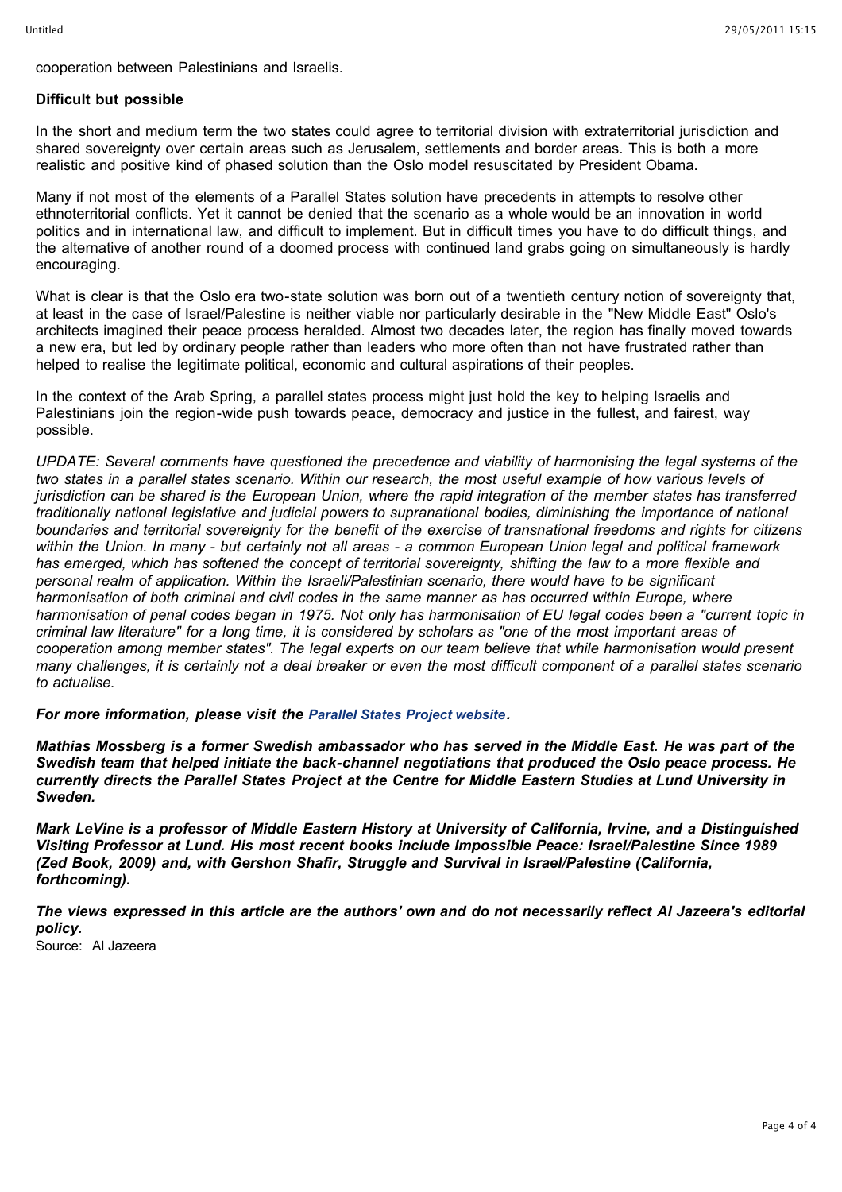cooperation between Palestinians and Israelis.

**Difficult but possible**

In the short and medium term the two states could agree to territorial division with extraterritorial jurisdiction and shared sovereignty over certain areas such as Jerusalem, settlements and border areas. This is both a more realistic and positive kind of phased solution than the Oslo model resuscitated by President Obama.

Many if not most of the elements of a Parallel States solution have precedents in attempts to resolve other ethnoterritorial conflicts. Yet it cannot be denied that the scenario as a whole would be an innovation in world politics and in international law, and difficult to implement. But in difficult times you have to do difficult things, and the alternative of another round of a doomed process with continued land grabs going on simultaneously is hardly encouraging.

What is clear is that the Oslo era two-state solution was born out of a twentieth century notion of sovereignty that, at least in the case of Israel/Palestine is neither viable nor particularly desirable in the "New Middle East" Oslo's architects imagined their peace process heralded. Almost two decades later, the region has finally moved towards a new era, but led by ordinary people rather than leaders who more often than not have frustrated rather than helped to realise the legitimate political, economic and cultural aspirations of their peoples.

In the context of the Arab Spring, a parallel states process might just hold the key to helping Israelis and Palestinians join the region-wide push towards peace, democracy and justice in the fullest, and fairest, way possible.

*UPDATE: Several comments have questioned the precedence and viability of harmonising the legal systems of the two states in a parallel states scenario. Within our research, the most useful example of how various levels of jurisdiction can be shared is the European Union, where the rapid integration of the member states has transferred traditionally national legislative and judicial powers to supranational bodies, diminishing the importance of national boundaries and territorial sovereignty for the benefit of the exercise of transnational freedoms and rights for citizens within the Union. In many - but certainly not all areas - a common European Union legal and political framework has emerged, which has softened the concept of territorial sovereignty, shifting the law to a more flexible and personal realm of application. Within the Israeli/Palestinian scenario, there would have to be significant harmonisation of both criminal and civil codes in the same manner as has occurred within Europe, where harmonisation of penal codes began in 1975. Not only has harmonisation of EU legal codes been a "current topic in criminal law literature" for a long time, it is considered by scholars as "one of the most important areas of cooperation among member states". The legal experts on our team believe that while harmonisation would present many challenges, it is certainly not a deal breaker or even the most difficult component of a parallel states scenario to actualise.*

***For more information, please visit the Parallel States Project website.***

***Mathias Mossberg is a former Swedish ambassador who has served in the Middle East. He was part of the Swedish team that helped initiate the back-channel negotiations that produced the Oslo peace process. He currently directs the Parallel States Project at the Centre for Middle Eastern Studies at Lund University in Sweden.***

***Mark LeVine is a professor of Middle Eastern History at University of California, Irvine, and a Distinguished Visiting Professor at Lund. His most recent books include Impossible Peace: Israel/Palestine Since 1989 (Zed Book, 2009) and, with Gershon Shafir, Struggle and Survival in Israel/Palestine (California, forthcoming).***

***The views expressed in this article are the authors' own and do not necessarily reflect Al Jazeera's editorial policy.***

Source: Al Jazeera